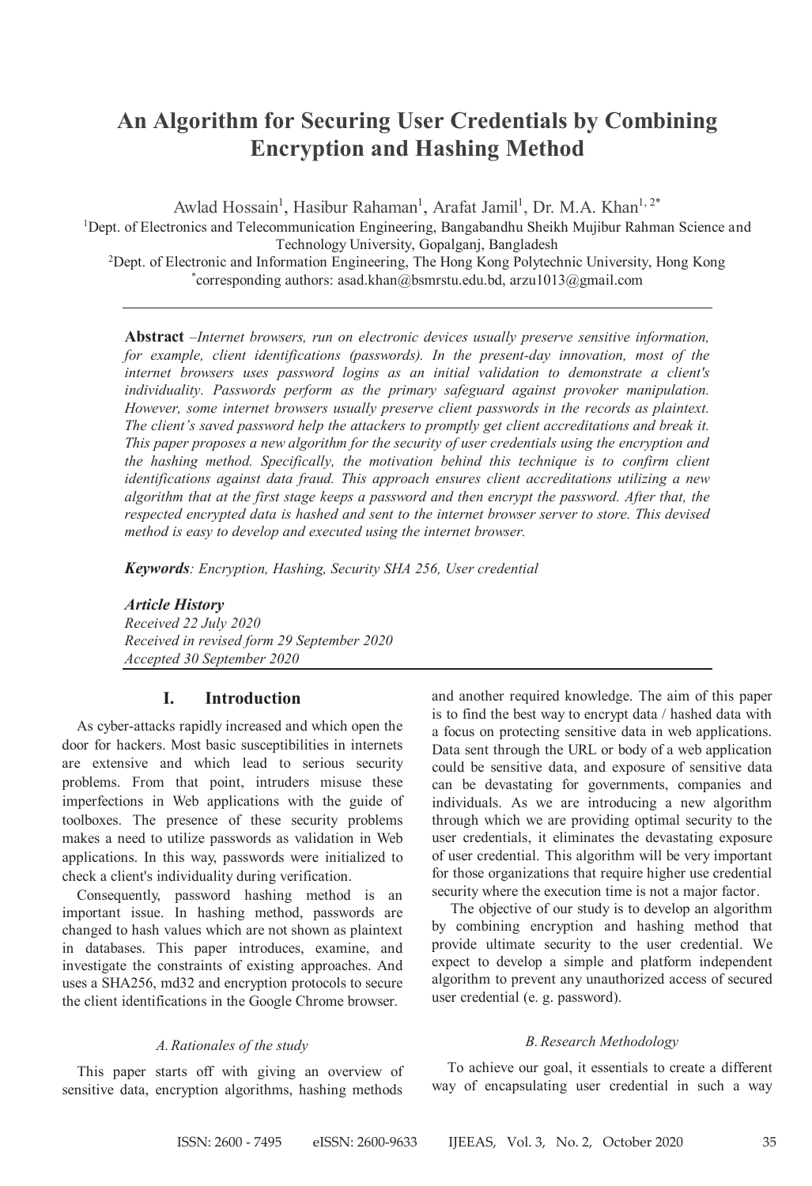# An Algorithm for Securing User Credentials by Combining Encryption and Hashing Method

Awlad Hossain[1], Hasibur Rahaman[1], Arafat Jamil[1], Dr. M.A. Khan[1, 2*]

[1]Dept. of Electronics and Telecommunication Engineering, Bangabandhu Sheikh Mujibur Rahman Science and Technology University, Gopalganj, Bangladesh

[2]Dept. of Electronic and Information Engineering, The Hong Kong Polytechnic University, Hong Kong

[*]corresponding authors: asad.khan@bsmrstu.edu.bd, arzu1013@gmail.com

---

**Abstract** –*Internet browsers, run on electronic devices usually preserve sensitive information, for example, client identifications (passwords). In the present-day innovation, most of the internet browsers uses password logins as an initial validation to demonstrate a client's individuality. Passwords perform as the primary safeguard against provoker manipulation. However, some internet browsers usually preserve client passwords in the records as plaintext. The client's saved password help the attackers to promptly get client accreditations and break it. This paper proposes a new algorithm for the security of user credentials using the encryption and the hashing method. Specifically, the motivation behind this technique is to confirm client identifications against data fraud. This approach ensures client accreditations utilizing a new algorithm that at the first stage keeps a password and then encrypt the password. After that, the respected encrypted data is hashed and sent to the internet browser server to store. This devised method is easy to develop and executed using the internet browser.*

***Keywords***: *Encryption, Hashing, Security SHA 256, User credential*

***Article History***
*Received 22 July 2020*
*Received in revised form 29 September 2020*
*Accepted 30 September 2020*

---

## I. Introduction

As cyber-attacks rapidly increased and which open the door for hackers. Most basic susceptibilities in internets are extensive and which lead to serious security problems. From that point, intruders misuse these imperfections in Web applications with the guide of toolboxes. The presence of these security problems makes a need to utilize passwords as validation in Web applications. In this way, passwords were initialized to check a client's individuality during verification.

Consequently, password hashing method is an important issue. In hashing method, passwords are changed to hash values which are not shown as plaintext in databases. This paper introduces, examine, and investigate the constraints of existing approaches. And uses a SHA256, md32 and encryption protocols to secure the client identifications in the Google Chrome browser.

### *A. Rationales of the study*

This paper starts off with giving an overview of sensitive data, encryption algorithms, hashing methods and another required knowledge. The aim of this paper is to find the best way to encrypt data / hashed data with a focus on protecting sensitive data in web applications. Data sent through the URL or body of a web application could be sensitive data, and exposure of sensitive data can be devastating for governments, companies and individuals. As we are introducing a new algorithm through which we are providing optimal security to the user credentials, it eliminates the devastating exposure of user credential. This algorithm will be very important for those organizations that require higher use credential security where the execution time is not a major factor.

The objective of our study is to develop an algorithm by combining encryption and hashing method that provide ultimate security to the user credential. We expect to develop a simple and platform independent algorithm to prevent any unauthorized access of secured user credential (e. g. password).

### *B. Research Methodology*

To achieve our goal, it essentials to create a different way of encapsulating user credential in such a way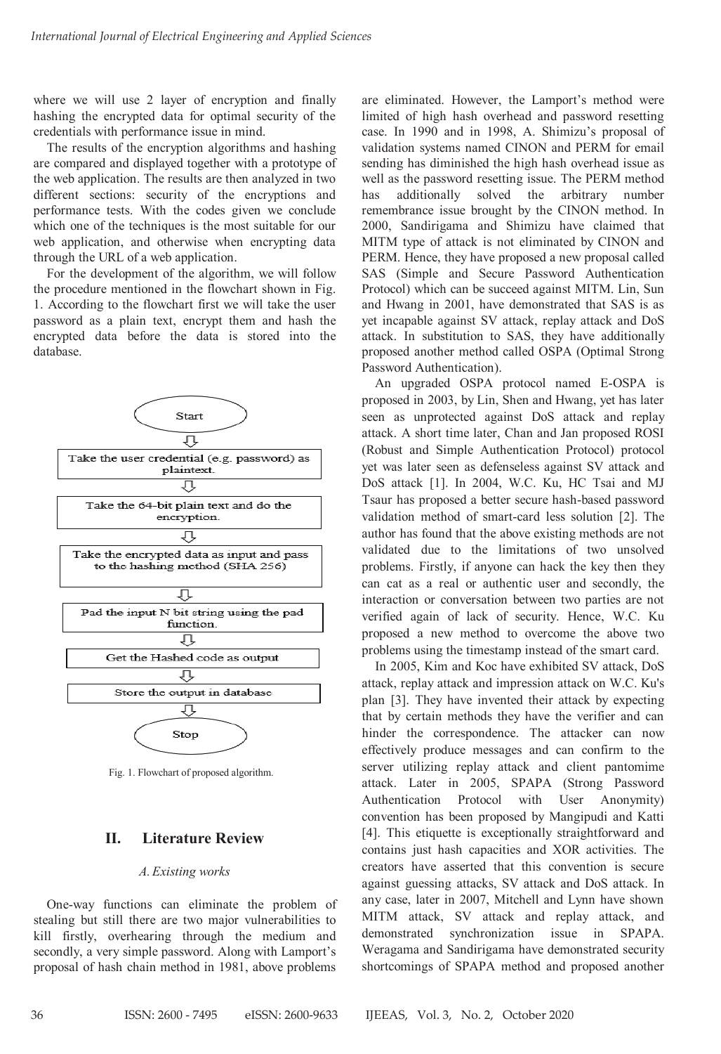where we will use 2 layer of encryption and finally hashing the encrypted data for optimal security of the credentials with performance issue in mind.

The results of the encryption algorithms and hashing are compared and displayed together with a prototype of the web application. The results are then analyzed in two different sections: security of the encryptions and performance tests. With the codes given we conclude which one of the techniques is the most suitable for our web application, and otherwise when encrypting data through the URL of a web application.

For the development of the algorithm, we will follow the procedure mentioned in the flowchart shown in Fig. 1. According to the flowchart first we will take the user password as a plain text, encrypt them and hash the encrypted data before the data is stored into the database.

Start

Take the user credential (e.g. password) as plaintext.

Take the 64-bit plain text and do the encryption.

Take the encrypted data as input and pass to the hashing method (SHA 256)

Pad the input N bit string using the pad function.

Get the Hashed code as output

Store the output in database

Stop

Fig. 1. Flowchart of proposed algorithm.

## II. Literature Review

### *A. Existing works*

One-way functions can eliminate the problem of stealing but still there are two major vulnerabilities to kill firstly, overhearing through the medium and secondly, a very simple password. Along with Lamport's proposal of hash chain method in 1981, above problems are eliminated. However, the Lamport's method were limited of high hash overhead and password resetting case. In 1990 and in 1998, A. Shimizu's proposal of validation systems named CINON and PERM for email sending has diminished the high hash overhead issue as well as the password resetting issue. The PERM method has additionally solved the arbitrary number remembrance issue brought by the CINON method. In 2000, Sandirigama and Shimizu have claimed that MITM type of attack is not eliminated by CINON and PERM. Hence, they have proposed a new proposal called SAS (Simple and Secure Password Authentication Protocol) which can be succeed against MITM. Lin, Sun and Hwang in 2001, have demonstrated that SAS is as yet incapable against SV attack, replay attack and DoS attack. In substitution to SAS, they have additionally proposed another method called OSPA (Optimal Strong Password Authentication).

An upgraded OSPA protocol named E-OSPA is proposed in 2003, by Lin, Shen and Hwang, yet has later seen as unprotected against DoS attack and replay attack. A short time later, Chan and Jan proposed ROSI (Robust and Simple Authentication Protocol) protocol yet was later seen as defenseless against SV attack and DoS attack [1]. In 2004, W.C. Ku, HC Tsai and MJ Tsaur has proposed a better secure hash-based password validation method of smart-card less solution [2]. The author has found that the above existing methods are not validated due to the limitations of two unsolved problems. Firstly, if anyone can hack the key then they can cat as a real or authentic user and secondly, the interaction or conversation between two parties are not verified again of lack of security. Hence, W.C. Ku proposed a new method to overcome the above two problems using the timestamp instead of the smart card.

In 2005, Kim and Koc have exhibited SV attack, DoS attack, replay attack and impression attack on W.C. Ku's plan [3]. They have invented their attack by expecting that by certain methods they have the verifier and can hinder the correspondence. The attacker can now effectively produce messages and can confirm to the server utilizing replay attack and client pantomime attack. Later in 2005, SPAPA (Strong Password Authentication Protocol with User Anonymity) convention has been proposed by Mangipudi and Katti [4]. This etiquette is exceptionally straightforward and contains just hash capacities and XOR activities. The creators have asserted that this convention is secure against guessing attacks, SV attack and DoS attack. In any case, later in 2007, Mitchell and Lynn have shown MITM attack, SV attack and replay attack, and demonstrated synchronization issue in SPAPA. Weragama and Sandirigama have demonstrated security shortcomings of SPAPA method and proposed another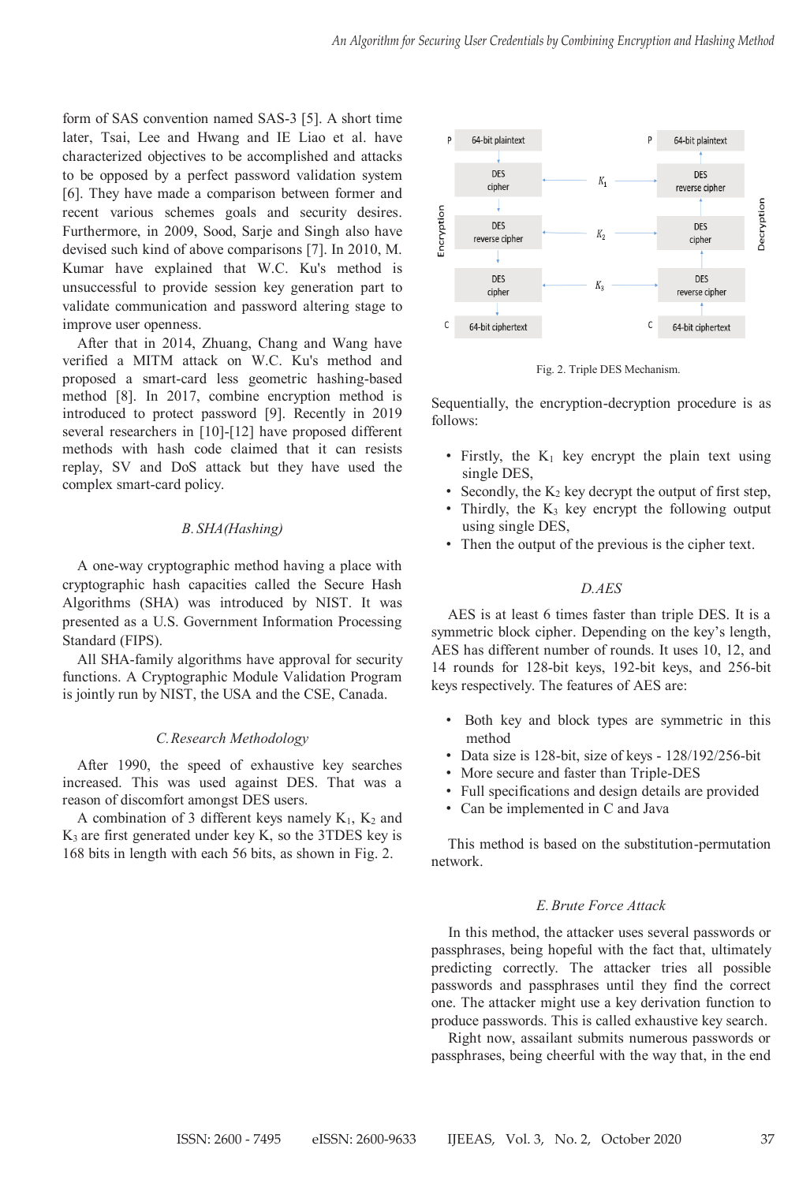form of SAS convention named SAS-3 [5]. A short time later, Tsai, Lee and Hwang and IE Liao et al. have characterized objectives to be accomplished and attacks to be opposed by a perfect password validation system [6]. They have made a comparison between former and recent various schemes goals and security desires. Furthermore, in 2009, Sood, Sarje and Singh also have devised such kind of above comparisons [7]. In 2010, M. Kumar have explained that W.C. Ku's method is unsuccessful to provide session key generation part to validate communication and password altering stage to improve user openness.

After that in 2014, Zhuang, Chang and Wang have verified a MITM attack on W.C. Ku's method and proposed a smart-card less geometric hashing-based method [8]. In 2017, combine encryption method is introduced to protect password [9]. Recently in 2019 several researchers in [10]-[12] have proposed different methods with hash code claimed that it can resists replay, SV and DoS attack but they have used the complex smart-card policy.

### B. SHA(Hashing)

A one-way cryptographic method having a place with cryptographic hash capacities called the Secure Hash Algorithms (SHA) was introduced by NIST. It was presented as a U.S. Government Information Processing Standard (FIPS).

All SHA-family algorithms have approval for security functions. A Cryptographic Module Validation Program is jointly run by NIST, the USA and the CSE, Canada.

### C. Research Methodology

After 1990, the speed of exhaustive key searches increased. This was used against DES. That was a reason of discomfort amongst DES users.

A combination of 3 different keys namely $K_1$, $K_2$ and $K_3$ are first generated under key K, so the 3TDES key is 168 bits in length with each 56 bits, as shown in Fig. 2.

Fig. 2. Triple DES Mechanism.

Sequentially, the encryption-decryption procedure is as follows:

- Firstly, the $K_1$ key encrypt the plain text using single DES,
- Secondly, the $K_2$ key decrypt the output of first step,
- Thirdly, the $K_3$ key encrypt the following output using single DES,
- Then the output of the previous is the cipher text.

### D. AES

AES is at least 6 times faster than triple DES. It is a symmetric block cipher. Depending on the key's length, AES has different number of rounds. It uses 10, 12, and 14 rounds for 128-bit keys, 192-bit keys, and 256-bit keys respectively. The features of AES are:

- Both key and block types are symmetric in this method
- Data size is 128-bit, size of keys - 128/192/256-bit
- More secure and faster than Triple-DES
- Full specifications and design details are provided
- Can be implemented in C and Java

This method is based on the substitution-permutation network.

### E. Brute Force Attack

In this method, the attacker uses several passwords or passphrases, being hopeful with the fact that, ultimately predicting correctly. The attacker tries all possible passwords and passphrases until they find the correct one. The attacker might use a key derivation function to produce passwords. This is called exhaustive key search.

Right now, assailant submits numerous passwords or passphrases, being cheerful with the way that, in the end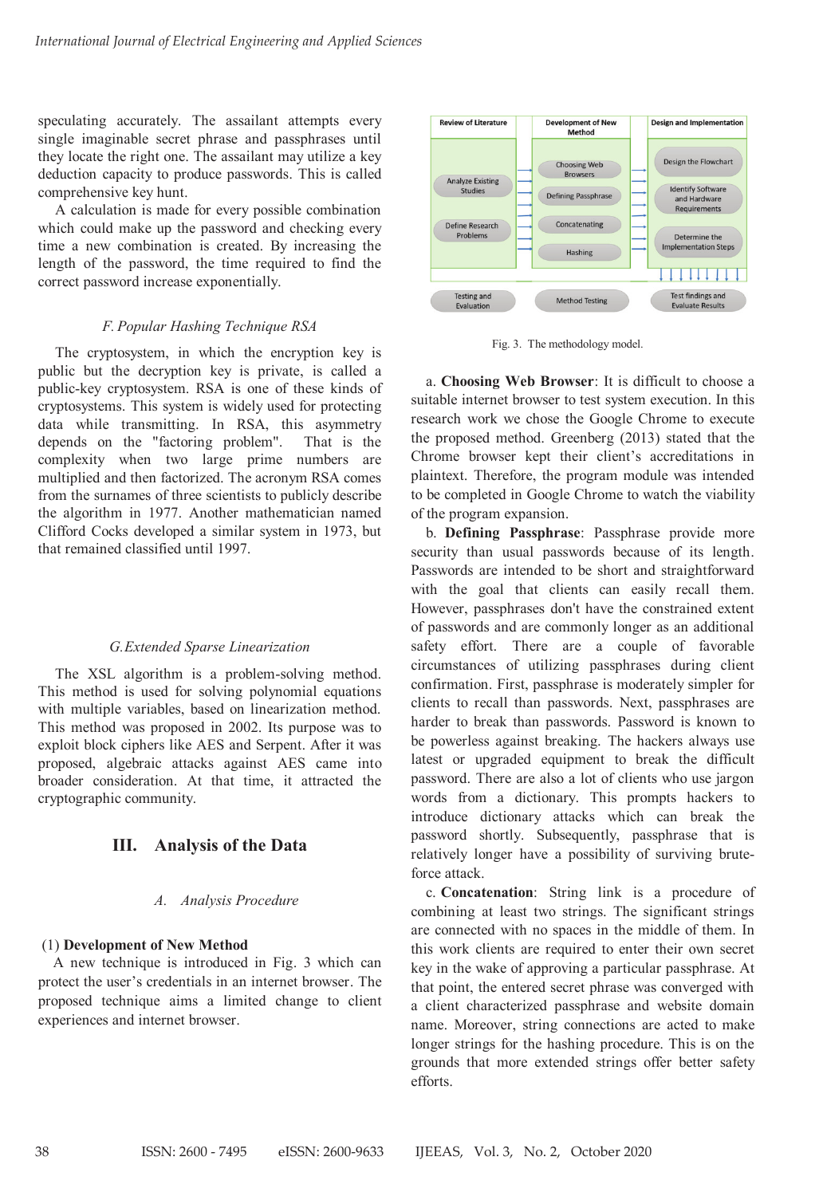speculating accurately. The assailant attempts every single imaginable secret phrase and passphrases until they locate the right one. The assailant may utilize a key deduction capacity to produce passwords. This is called comprehensive key hunt.

A calculation is made for every possible combination which could make up the password and checking every time a new combination is created. By increasing the length of the password, the time required to find the correct password increase exponentially.

### *F. Popular Hashing Technique RSA*

The cryptosystem, in which the encryption key is public but the decryption key is private, is called a public-key cryptosystem. RSA is one of these kinds of cryptosystems. This system is widely used for protecting data while transmitting. In RSA, this asymmetry depends on the "factoring problem". That is the complexity when two large prime numbers are multiplied and then factorized. The acronym RSA comes from the surnames of three scientists to publicly describe the algorithm in 1977. Another mathematician named Clifford Cocks developed a similar system in 1973, but that remained classified until 1997.

### *G.Extended Sparse Linearization*

The XSL algorithm is a problem-solving method. This method is used for solving polynomial equations with multiple variables, based on linearization method. This method was proposed in 2002. Its purpose was to exploit block ciphers like AES and Serpent. After it was proposed, algebraic attacks against AES came into broader consideration. At that time, it attracted the cryptographic community.

## III. Analysis of the Data

### *A. Analysis Procedure*

(1) **Development of New Method**

A new technique is introduced in Fig. 3 which can protect the user's credentials in an internet browser. The proposed technique aims a limited change to client experiences and internet browser.

| Review of Literature | Development of New Method | Design and Implementation |
|---|---|---|
| Analyze Existing Studies | Choosing Web Browsers | Design the Flowchart |
| Define Research Problems | Defining Passphrase | Identify Software and Hardware Requirements |
| | Concatenating | Determine the Implementation Steps |
| | Hashing | |
| Testing and Evaluation | Method Testing | Test findings and Evaluate Results |

Fig. 3. The methodology model.

a. **Choosing Web Browser**: It is difficult to choose a suitable internet browser to test system execution. In this research work we chose the Google Chrome to execute the proposed method. Greenberg (2013) stated that the Chrome browser kept their client's accreditations in plaintext. Therefore, the program module was intended to be completed in Google Chrome to watch the viability of the program expansion.

b. **Defining Passphrase**: Passphrase provide more security than usual passwords because of its length. Passwords are intended to be short and straightforward with the goal that clients can easily recall them. However, passphrases don't have the constrained extent of passwords and are commonly longer as an additional safety effort. There are a couple of favorable circumstances of utilizing passphrases during client confirmation. First, passphrase is moderately simpler for clients to recall than passwords. Next, passphrases are harder to break than passwords. Password is known to be powerless against breaking. The hackers always use latest or upgraded equipment to break the difficult password. There are also a lot of clients who use jargon words from a dictionary. This prompts hackers to introduce dictionary attacks which can break the password shortly. Subsequently, passphrase that is relatively longer have a possibility of surviving brute-force attack.

c. **Concatenation**: String link is a procedure of combining at least two strings. The significant strings are connected with no spaces in the middle of them. In this work clients are required to enter their own secret key in the wake of approving a particular passphrase. At that point, the entered secret phrase was converged with a client characterized passphrase and website domain name. Moreover, string connections are acted to make longer strings for the hashing procedure. This is on the grounds that more extended strings offer better safety efforts.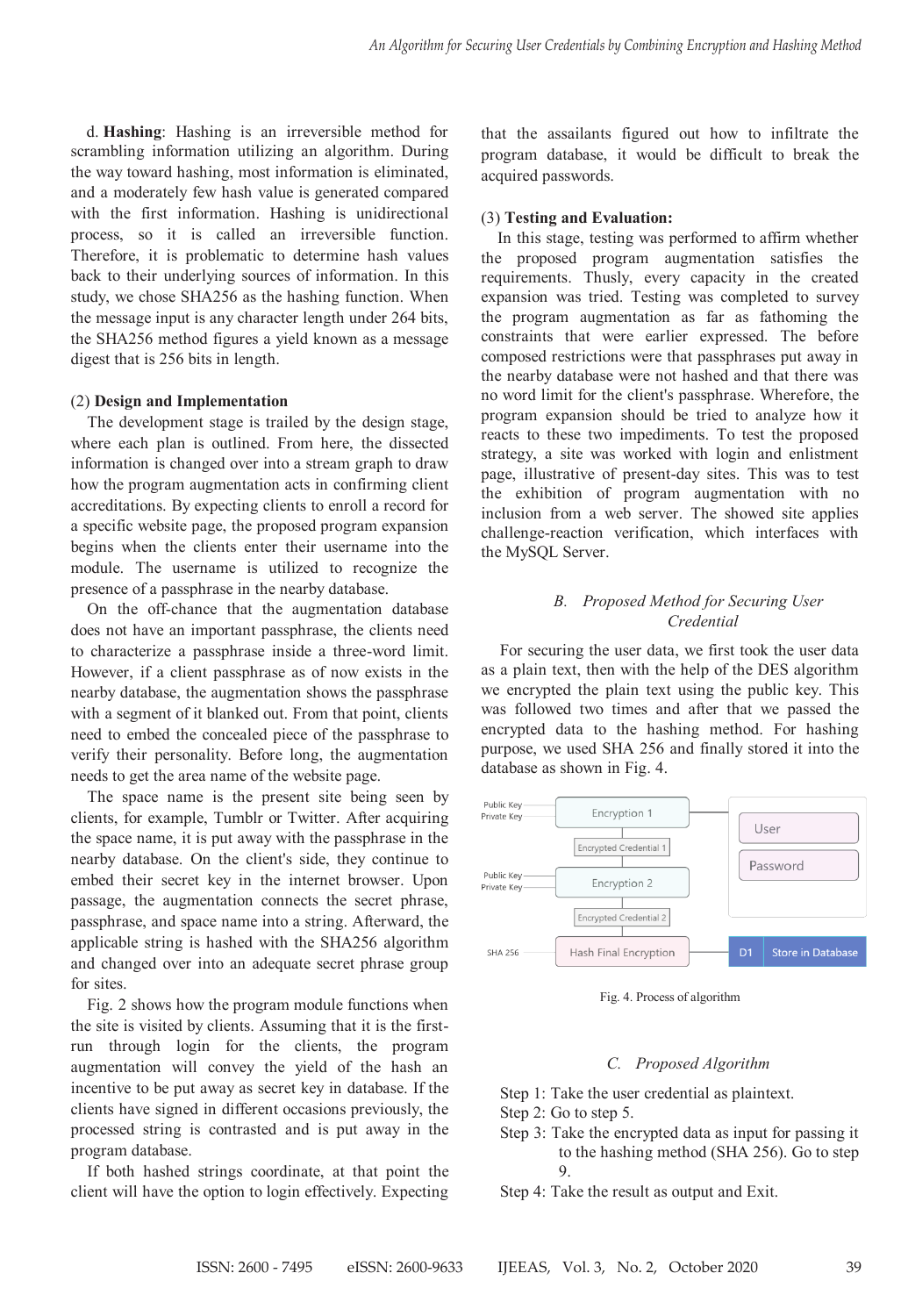d. **Hashing**: Hashing is an irreversible method for scrambling information utilizing an algorithm. During the way toward hashing, most information is eliminated, and a moderately few hash value is generated compared with the first information. Hashing is unidirectional process, so it is called an irreversible function. Therefore, it is problematic to determine hash values back to their underlying sources of information. In this study, we chose SHA256 as the hashing function. When the message input is any character length under 264 bits, the SHA256 method figures a yield known as a message digest that is 256 bits in length.

(2) **Design and Implementation**

The development stage is trailed by the design stage, where each plan is outlined. From here, the dissected information is changed over into a stream graph to draw how the program augmentation acts in confirming client accreditations. By expecting clients to enroll a record for a specific website page, the proposed program expansion begins when the clients enter their username into the module. The username is utilized to recognize the presence of a passphrase in the nearby database.

On the off-chance that the augmentation database does not have an important passphrase, the clients need to characterize a passphrase inside a three-word limit. However, if a client passphrase as of now exists in the nearby database, the augmentation shows the passphrase with a segment of it blanked out. From that point, clients need to embed the concealed piece of the passphrase to verify their personality. Before long, the augmentation needs to get the area name of the website page.

The space name is the present site being seen by clients, for example, Tumblr or Twitter. After acquiring the space name, it is put away with the passphrase in the nearby database. On the client's side, they continue to embed their secret key in the internet browser. Upon passage, the augmentation connects the secret phrase, passphrase, and space name into a string. Afterward, the applicable string is hashed with the SHA256 algorithm and changed over into an adequate secret phrase group for sites.

Fig. 2 shows how the program module functions when the site is visited by clients. Assuming that it is the first-run through login for the clients, the program augmentation will convey the yield of the hash an incentive to be put away as secret key in database. If the clients have signed in different occasions previously, the processed string is contrasted and is put away in the program database.

If both hashed strings coordinate, at that point the client will have the option to login effectively. Expecting that the assailants figured out how to infiltrate the program database, it would be difficult to break the acquired passwords.

(3) **Testing and Evaluation:**

In this stage, testing was performed to affirm whether the proposed program augmentation satisfies the requirements. Thusly, every capacity in the created expansion was tried. Testing was completed to survey the program augmentation as far as fathoming the constraints that were earlier expressed. The before composed restrictions were that passphrases put away in the nearby database were not hashed and that there was no word limit for the client's passphrase. Wherefore, the program expansion should be tried to analyze how it reacts to these two impediments. To test the proposed strategy, a site was worked with login and enlistment page, illustrative of present-day sites. This was to test the exhibition of program augmentation with no inclusion from a web server. The showed site applies challenge-reaction verification, which interfaces with the MySQL Server.

### *B. Proposed Method for Securing User Credential*

For securing the user data, we first took the user data as a plain text, then with the help of the DES algorithm we encrypted the plain text using the public key. This was followed two times and after that we passed the encrypted data to the hashing method. For hashing purpose, we used SHA 256 and finally stored it into the database as shown in Fig. 4.

Public Key / Private Key → Encryption 1 → Encrypted Credential 1 → Public Key / Private Key → Encryption 2 → Encrypted Credential 2 → SHA 256 → Hash Final Encryption → D1 Store in Database (User, Password)

Fig. 4. Process of algorithm

### *C. Proposed Algorithm*

Step 1: Take the user credential as plaintext.
Step 2: Go to step 5.
Step 3: Take the encrypted data as input for passing it to the hashing method (SHA 256). Go to step 9.
Step 4: Take the result as output and Exit.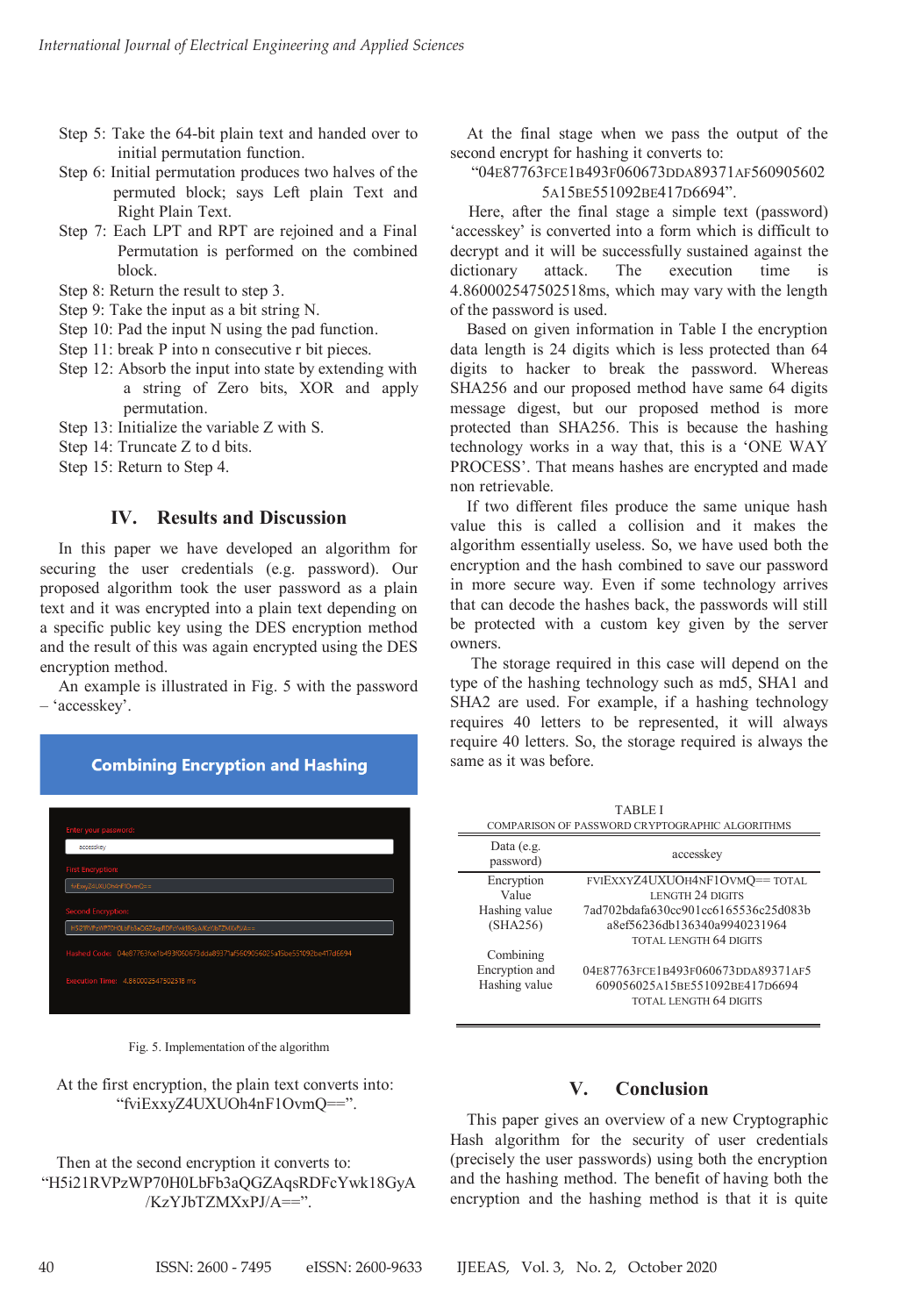Step 5: Take the 64-bit plain text and handed over to initial permutation function.

Step 6: Initial permutation produces two halves of the permuted block; says Left plain Text and Right Plain Text.

Step 7: Each LPT and RPT are rejoined and a Final Permutation is performed on the combined block.

Step 8: Return the result to step 3.

Step 9: Take the input as a bit string N.

Step 10: Pad the input N using the pad function.

Step 11: break P into n consecutive r bit pieces.

Step 12: Absorb the input into state by extending with a string of Zero bits, XOR and apply permutation.

Step 13: Initialize the variable Z with S.

Step 14: Truncate Z to d bits.

Step 15: Return to Step 4.

## IV. Results and Discussion

In this paper we have developed an algorithm for securing the user credentials (e.g. password). Our proposed algorithm took the user password as a plain text and it was encrypted into a plain text depending on a specific public key using the DES encryption method and the result of this was again encrypted using the DES encryption method.

An example is illustrated in Fig. 5 with the password – 'accesskey'.

Fig. 5. Implementation of the algorithm

At the first encryption, the plain text converts into: "fviExxyZ4UXUOh4nF1OvmQ==".

Then at the second encryption it converts to: "H5i21RVPzWP70H0LbFb3aQGZAqsRDFcYwk18GyA/KzYJbTZMXxPJ/A==".

At the final stage when we pass the output of the second encrypt for hashing it converts to: "04E87763FCE1B493F060673DDA89371AF5609056025A15BE551092BE417D6694".

Here, after the final stage a simple text (password) 'accesskey' is converted into a form which is difficult to decrypt and it will be successfully sustained against the dictionary attack. The execution time is 4.860002547502518ms, which may vary with the length of the password is used.

Based on given information in Table I the encryption data length is 24 digits which is less protected than 64 digits to hacker to break the password. Whereas SHA256 and our proposed method have same 64 digits message digest, but our proposed method is more protected than SHA256. This is because the hashing technology works in a way that, this is a 'ONE WAY PROCESS'. That means hashes are encrypted and made non retrievable.

If two different files produce the same unique hash value this is called a collision and it makes the algorithm essentially useless. So, we have used both the encryption and the hash combined to save our password in more secure way. Even if some technology arrives that can decode the hashes back, the passwords will still be protected with a custom key given by the server owners.

The storage required in this case will depend on the type of the hashing technology such as md5, SHA1 and SHA2 are used. For example, if a hashing technology requires 40 letters to be represented, it will always require 40 letters. So, the storage required is always the same as it was before.

TABLE I
COMPARISON OF PASSWORD CRYPTOGRAPHIC ALGORITHMS

| Data (e.g. password) | accesskey |
|---|---|
| Encryption Value | FVIEXXYZ4UXUOH4NF1OVMQ== TOTAL LENGTH 24 DIGITS |
| Hashing value (SHA256) | 7ad702bdafa630cc901cc6165536c25d083ba8ef56236db136340a9940231964 TOTAL LENGTH 64 DIGITS |
| Combining Encryption and Hashing value | 04E87763FCE1B493F060673DDA89371AF5609056025A15BE551092BE417D6694 TOTAL LENGTH 64 DIGITS |

## V. Conclusion

This paper gives an overview of a new Cryptographic Hash algorithm for the security of user credentials (precisely the user passwords) using both the encryption and the hashing method. The benefit of having both the encryption and the hashing method is that it is quite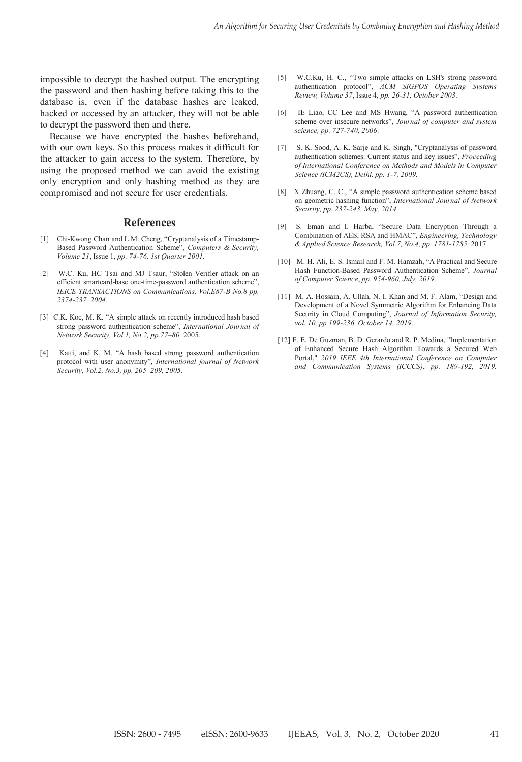impossible to decrypt the hashed output. The encrypting the password and then hashing before taking this to the database is, even if the database hashes are leaked, hacked or accessed by an attacker, they will not be able to decrypt the password then and there.

Because we have encrypted the hashes beforehand, with our own keys. So this process makes it difficult for the attacker to gain access to the system. Therefore, by using the proposed method we can avoid the existing only encryption and only hashing method as they are compromised and not secure for user credentials.

## References

[1] Chi-Kwong Chan and L.M. Cheng, "Cryptanalysis of a Timestamp-Based Password Authentication Scheme", *Computers & Security, Volume 21*, Issue 1, *pp. 74-76, 1st Quarter 2001.*

[2] W.C. Ku, HC Tsai and MJ Tsaur, "Stolen Verifier attack on an efficient smartcard-base one-time-password authentication scheme", *IEICE TRANSACTIONS on Communications, Vol.E87-B No.8 pp. 2374-237, 2004.*

[3] C.K. Koc, M. K. "A simple attack on recently introduced hash based strong password authentication scheme", *International Journal of Network Security, Vol.1, No.2, pp.77–80,* 2005.

[4] Katti, and K. M. "A hash based strong password authentication protocol with user anonymity", *International journal of Network Security, Vol.2, No.3, pp. 205–209, 2005.*

[5] W.C.Ku, H. C., "Two simple attacks on LSH's strong password authentication protocol", *ACM SIGPOS Operating Systems Review, Volume 37*, Issue 4*, pp. 26-31, October 2003.*

[6] IE Liao, CC Lee and MS Hwang, "A password authentication scheme over insecure networks", *Journal of computer and system science, pp. 727-740, 2006*.

[7] S. K. Sood, A. K. Sarje and K. Singh, "Cryptanalysis of password authentication schemes: Current status and key issues", *Proceeding of International Conference on Methods and Models in Computer Science (ICM2CS), Delhi, pp. 1-7, 2009.*

[8] X Zhuang, C. C., "A simple password authentication scheme based on geometric hashing function", *International Journal of Network Security, pp. 237-243, May, 2014.*

[9] S. Eman and I. Harba, "Secure Data Encryption Through a Combination of AES, RSA and HMAC", *Engineering, Technology & Applied Science Research, Vol.7, No.4, pp. 1781-1785,* 2017.

[10] M. H. Ali, E. S. Ismail and F. M. Hamzah, "A Practical and Secure Hash Function-Based Password Authentication Scheme", *Journal of Computer Science*, *pp. 954-960, July, 2019.*

[11] M. A. Hossain, A. Ullah, N. I. Khan and M. F. Alam, "Design and Development of a Novel Symmetric Algorithm for Enhancing Data Security in Cloud Computing", *Journal of Information Security, vol. 10, pp 199-236. October 14, 2019.*

[12] F. E. De Guzman, B. D. Gerardo and R. P. Medina, "Implementation of Enhanced Secure Hash Algorithm Towards a Secured Web Portal," *2019 IEEE 4th International Conference on Computer and Communication Systems (ICCCS)*, *pp. 189-192, 2019.*